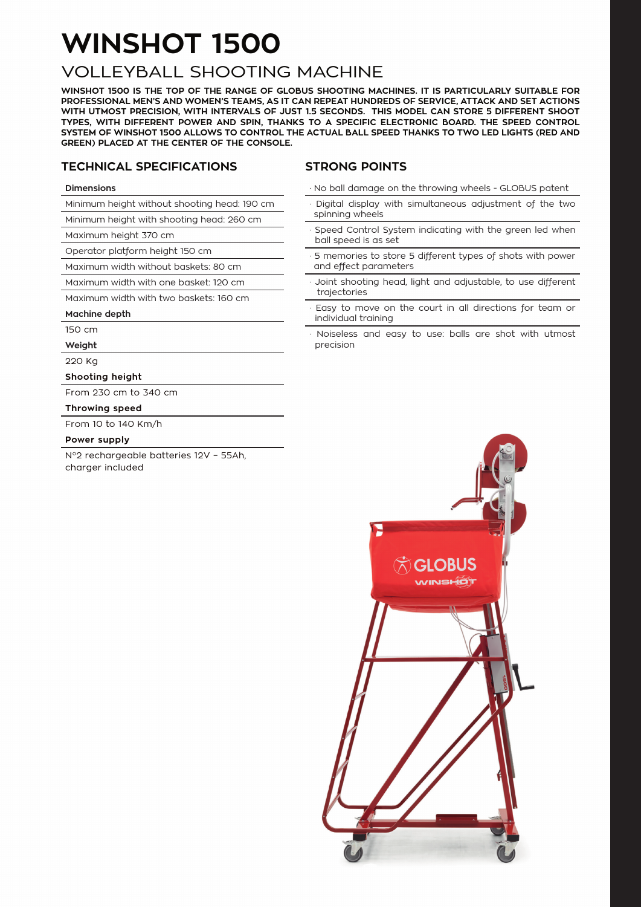# WINSHOT 1500

## VOLLEYBALL SHOOTING MACHINE

**WINSHOT 1500 IS THE TOP OF THE RANGE OF GLOBUS SHOOTING MACHINES. IT IS PARTICULARLY SUITABLE FOR PROFESSIONAL MEN'S AND WOMEN'S TEAMS, AS IT CAN REPEAT HUNDREDS OF SERVICE, ATTACK AND SET ACTIONS WITH UTMOST PRECISION, WITH INTERVALS OF JUST 1.5 SECONDS. THIS MODEL CAN STORE 5 DIFFERENT SHOOT TYPES, WITH DIFFERENT POWER AND SPIN, THANKS TO A SPECIFIC ELECTRONIC BOARD. THE SPEED CONTROL SYSTEM OF WINSHOT 1500 ALLOWS TO CONTROL THE ACTUAL BALL SPEED THANKS TO TWO LED LIGHTS (RED AND GREEN) PLACED AT THE CENTER OF THE CONSOLE.**

### TECHNICAL SPECIFICATIONS

**Dimensions**

Minimum height without shooting head: 190 cm

Minimum height with shooting head: 260 cm

Maximum height 370 cm

Operator platform height 150 cm

Maximum width without baskets: 80 cm

Maximum width with one basket: 120 cm

Maximum width with two baskets: 160 cm

**Machine depth**

150 cm

**Weight**

220 Kg

**Shooting height**

From 230 cm to 340 cm

**Throwing speed**

From 10 to 140 Km/h

**Power supply**

N°2 rechargeable batteries 12V – 55Ah, charger included

### STRONG POINTS

- No ball damage on the throwing wheels - GLOBUS patent
- Digital display with simultaneous adjustment of the two spinning wheels
- Speed Control System indicating with the green led when ball speed is as set
- 5 memories to store 5 different types of shots with power and effect parameters
- Joint shooting head, light and adjustable, to use different trajectories
- Easy to move on the court in all directions for team or individual training
- Noiseless and easy to use: balls are shot with utmost precision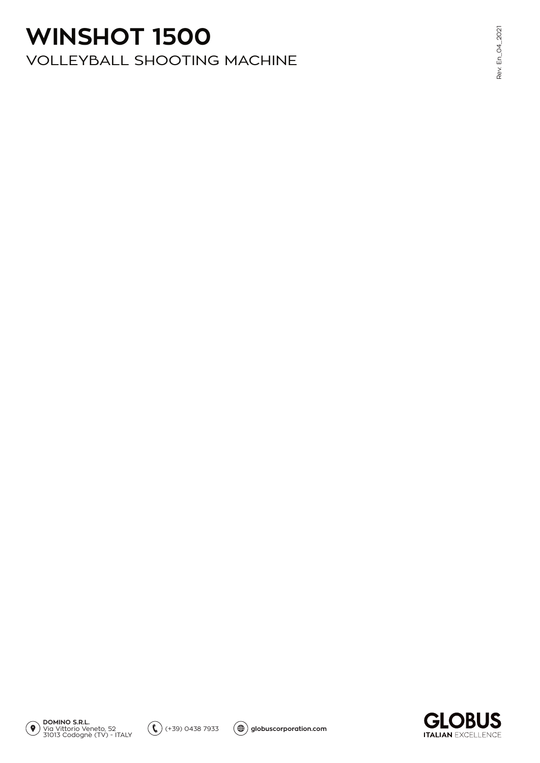# WINSHOT 1500

VOLLEYBALL SHOOTING MACHINE

Rev. En_04_2021

**DOMINO S.R.L.**
Via Vittorio Veneto, 52
31013 Codognè (TV) - ITALY

(+39) 0438 7933

**globuscorporation.com**

**GLOBUS**
**ITALIAN** EXCELLENCE